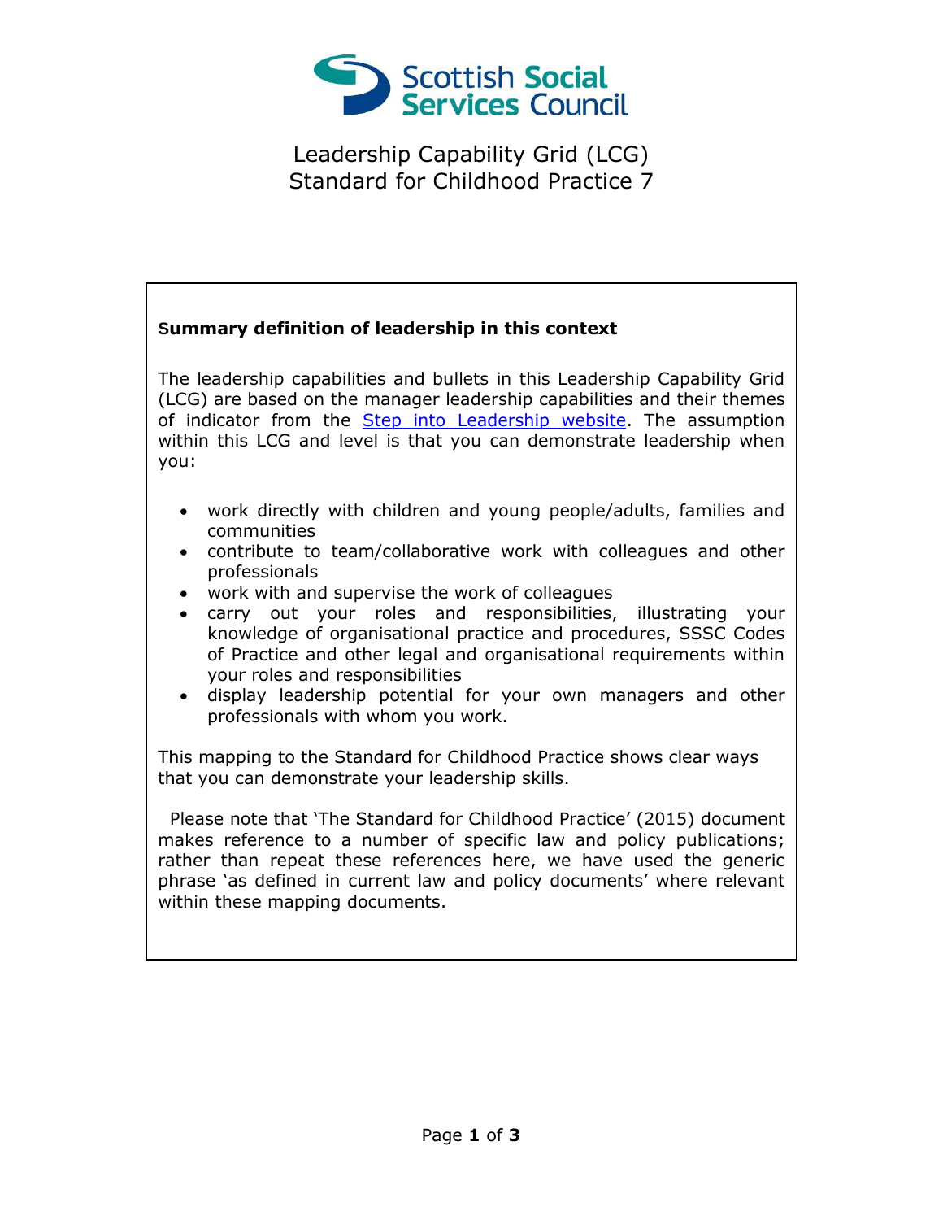Scottish Social Services Council

# Leadership Capability Grid (LCG)
# Standard for Childhood Practice 7

**Summary definition of leadership in this context**

The leadership capabilities and bullets in this Leadership Capability Grid (LCG) are based on the manager leadership capabilities and their themes of indicator from the Step into Leadership website. The assumption within this LCG and level is that you can demonstrate leadership when you:

- work directly with children and young people/adults, families and communities
- contribute to team/collaborative work with colleagues and other professionals
- work with and supervise the work of colleagues
- carry out your roles and responsibilities, illustrating your knowledge of organisational practice and procedures, SSSC Codes of Practice and other legal and organisational requirements within your roles and responsibilities
- display leadership potential for your own managers and other professionals with whom you work.

This mapping to the Standard for Childhood Practice shows clear ways that you can demonstrate your leadership skills.

Please note that 'The Standard for Childhood Practice' (2015) document makes reference to a number of specific law and policy publications; rather than repeat these references here, we have used the generic phrase 'as defined in current law and policy documents' where relevant within these mapping documents.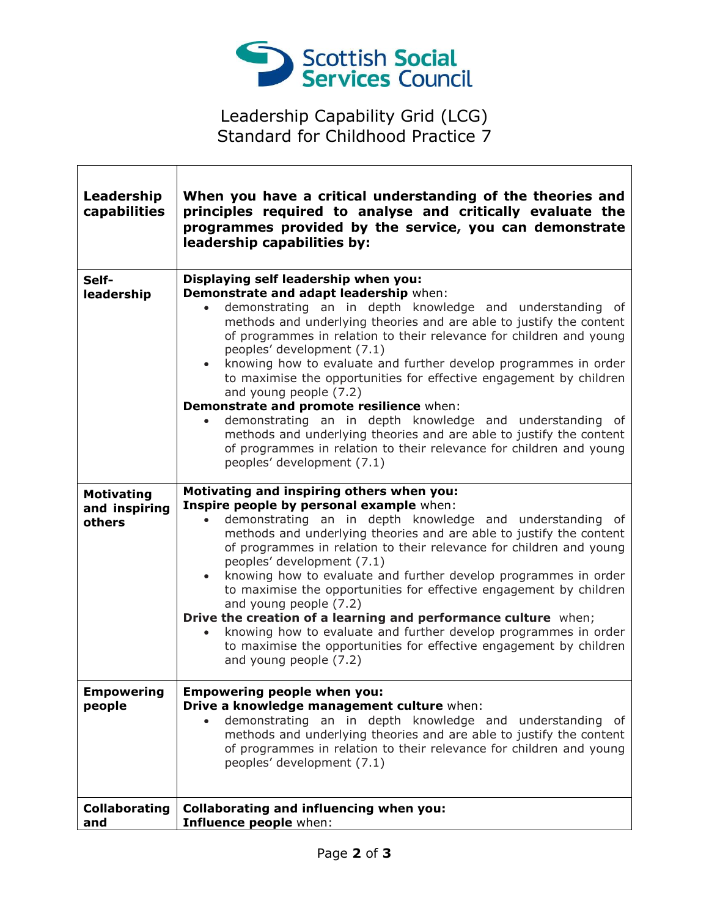Scottish Social Services Council

# Leadership Capability Grid (LCG)
# Standard for Childhood Practice 7

| Leadership capabilities | When you have a critical understanding of the theories and principles required to analyse and critically evaluate the programmes provided by the service, you can demonstrate leadership capabilities by: |
|---|---|
| Self-leadership | **Displaying self leadership when you:**<br>**Demonstrate and adapt leadership** when:<br>• demonstrating an in depth knowledge and understanding of methods and underlying theories and are able to justify the content of programmes in relation to their relevance for children and young peoples' development (7.1)<br>• knowing how to evaluate and further develop programmes in order to maximise the opportunities for effective engagement by children and young people (7.2)<br>**Demonstrate and promote resilience** when:<br>• demonstrating an in depth knowledge and understanding of methods and underlying theories and are able to justify the content of programmes in relation to their relevance for children and young peoples' development (7.1) |
| Motivating and inspiring others | **Motivating and inspiring others when you:**<br>**Inspire people by personal example** when:<br>• demonstrating an in depth knowledge and understanding of methods and underlying theories and are able to justify the content of programmes in relation to their relevance for children and young peoples' development (7.1)<br>• knowing how to evaluate and further develop programmes in order to maximise the opportunities for effective engagement by children and young people (7.2)<br>**Drive the creation of a learning and performance culture** when;<br>• knowing how to evaluate and further develop programmes in order to maximise the opportunities for effective engagement by children and young people (7.2) |
| Empowering people | **Empowering people when you:**<br>**Drive a knowledge management culture** when:<br>• demonstrating an in depth knowledge and understanding of methods and underlying theories and are able to justify the content of programmes in relation to their relevance for children and young peoples' development (7.1) |
| Collaborating and | **Collaborating and influencing when you:**<br>**Influence people** when: |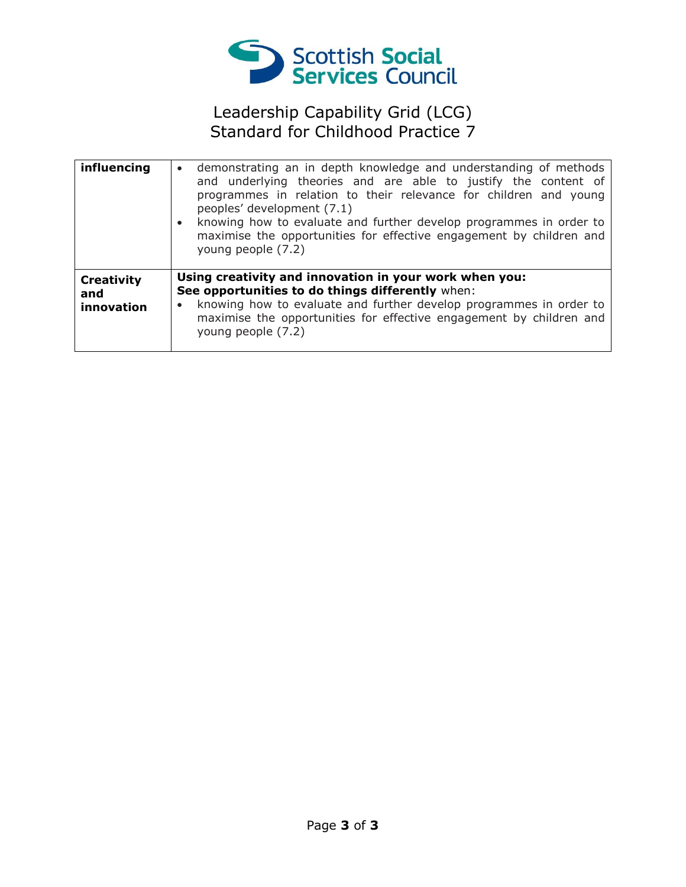# Leadership Capability Grid (LCG)
## Standard for Childhood Practice 7

| | |
|---|---|
| **influencing** | • demonstrating an in depth knowledge and understanding of methods and underlying theories and are able to justify the content of programmes in relation to their relevance for children and young peoples' development (7.1)<br>• knowing how to evaluate and further develop programmes in order to maximise the opportunities for effective engagement by children and young people (7.2) |
| **Creativity and innovation** | **Using creativity and innovation in your work when you:**<br>**See opportunities to do things differently** when:<br>• knowing how to evaluate and further develop programmes in order to maximise the opportunities for effective engagement by children and young people (7.2) |